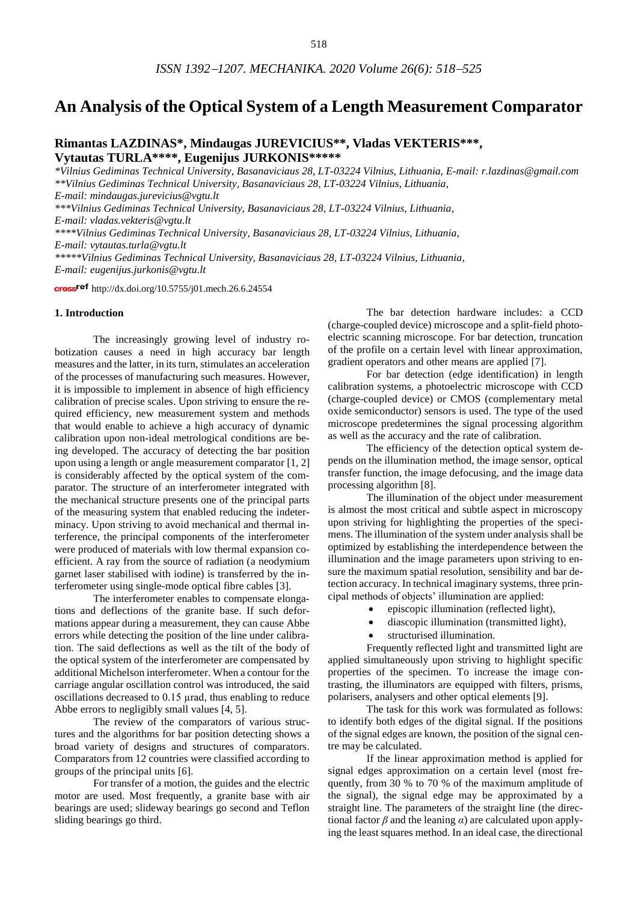# An Analysis of the Optical System of a Length Measurement Comparator

**Rimantas LAZDINAS*, Mindaugas JUREVICIUS**, Vladas VEKTERIS***, Vytautas TURLA****, Eugenijus JURKONIS*******

*Vilnius Gediminas Technical University, Basanaviciaus 28, LT-03224 Vilnius, Lithuania, E-mail: r.lazdinas@gmail.com*
***Vilnius Gediminas Technical University, Basanaviciaus 28, LT-03224 Vilnius, Lithuania, E-mail: mindaugas.jurevicius@vgtu.lt*
****Vilnius Gediminas Technical University, Basanaviciaus 28, LT-03224 Vilnius, Lithuania, E-mail: vladas.vekteris@vgtu.lt*
*****Vilnius Gediminas Technical University, Basanaviciaus 28, LT-03224 Vilnius, Lithuania, E-mail: vytautas.turla@vgtu.lt*
******Vilnius Gediminas Technical University, Basanaviciaus 28, LT-03224 Vilnius, Lithuania, E-mail: eugenijus.jurkonis@vgtu.lt*

crossref http://dx.doi.org/10.5755/j01.mech.26.6.24554

## 1. Introduction

The increasingly growing level of industry robotization causes a need in high accuracy bar length measures and the latter, in its turn, stimulates an acceleration of the processes of manufacturing such measures. However, it is impossible to implement in absence of high efficiency calibration of precise scales. Upon striving to ensure the required efficiency, new measurement system and methods that would enable to achieve a high accuracy of dynamic calibration upon non-ideal metrological conditions are being developed. The accuracy of detecting the bar position upon using a length or angle measurement comparator [1, 2] is considerably affected by the optical system of the comparator. The structure of an interferometer integrated with the mechanical structure presents one of the principal parts of the measuring system that enabled reducing the indeterminacy. Upon striving to avoid mechanical and thermal interference, the principal components of the interferometer were produced of materials with low thermal expansion coefficient. A ray from the source of radiation (a neodymium garnet laser stabilised with iodine) is transferred by the interferometer using single-mode optical fibre cables [3].

The interferometer enables to compensate elongations and deflections of the granite base. If such deformations appear during a measurement, they can cause Abbe errors while detecting the position of the line under calibration. The said deflections as well as the tilt of the body of the optical system of the interferometer are compensated by additional Michelson interferometer. When a contour for the carriage angular oscillation control was introduced, the said oscillations decreased to 0.15 µrad, thus enabling to reduce Abbe errors to negligibly small values [4, 5].

The review of the comparators of various structures and the algorithms for bar position detecting shows a broad variety of designs and structures of comparators. Comparators from 12 countries were classified according to groups of the principal units [6].

For transfer of a motion, the guides and the electric motor are used. Most frequently, a granite base with air bearings are used; slideway bearings go second and Teflon sliding bearings go third.

The bar detection hardware includes: a CCD (charge-coupled device) microscope and a split-field photoelectric scanning microscope. For bar detection, truncation of the profile on a certain level with linear approximation, gradient operators and other means are applied [7].

For bar detection (edge identification) in length calibration systems, a photoelectric microscope with CCD (charge-coupled device) or CMOS (complementary metal oxide semiconductor) sensors is used. The type of the used microscope predetermines the signal processing algorithm as well as the accuracy and the rate of calibration.

The efficiency of the detection optical system depends on the illumination method, the image sensor, optical transfer function, the image defocusing, and the image data processing algorithm [8].

The illumination of the object under measurement is almost the most critical and subtle aspect in microscopy upon striving for highlighting the properties of the specimens. The illumination of the system under analysis shall be optimized by establishing the interdependence between the illumination and the image parameters upon striving to ensure the maximum spatial resolution, sensibility and bar detection accuracy. In technical imaginary systems, three principal methods of objects' illumination are applied:

- episcopic illumination (reflected light),
- diascopic illumination (transmitted light),
- structurised illumination.

Frequently reflected light and transmitted light are applied simultaneously upon striving to highlight specific properties of the specimen. To increase the image contrasting, the illuminators are equipped with filters, prisms, polarisers, analysers and other optical elements [9].

The task for this work was formulated as follows: to identify both edges of the digital signal. If the positions of the signal edges are known, the position of the signal centre may be calculated.

If the linear approximation method is applied for signal edges approximation on a certain level (most frequently, from 30 % to 70 % of the maximum amplitude of the signal), the signal edge may be approximated by a straight line. The parameters of the straight line (the directional factor $\beta$ and the leaning $\alpha$) are calculated upon applying the least squares method. In an ideal case, the directional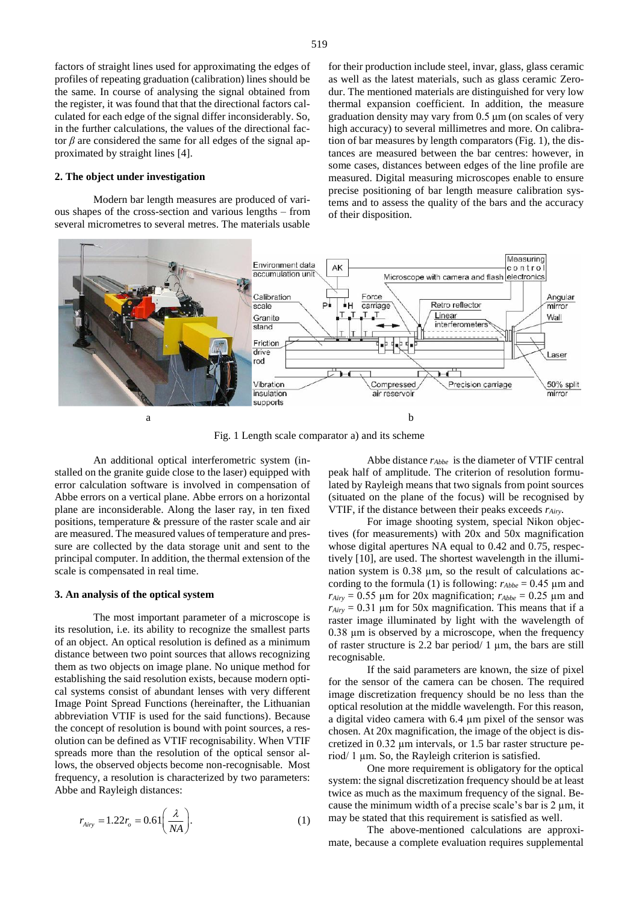factors of straight lines used for approximating the edges of profiles of repeating graduation (calibration) lines should be the same. In course of analysing the signal obtained from the register, it was found that that the directional factors calculated for each edge of the signal differ inconsiderably. So, in the further calculations, the values of the directional factor $\beta$ are considered the same for all edges of the signal approximated by straight lines [4].

## 2. The object under investigation

Modern bar length measures are produced of various shapes of the cross-section and various lengths – from several micrometres to several metres. The materials usable for their production include steel, invar, glass, glass ceramic as well as the latest materials, such as glass ceramic Zerodur. The mentioned materials are distinguished for very low thermal expansion coefficient. In addition, the measure graduation density may vary from 0.5 µm (on scales of very high accuracy) to several millimetres and more. On calibration of bar measures by length comparators (Fig. 1), the distances are measured between the bar centres: however, in some cases, distances between edges of the line profile are measured. Digital measuring microscopes enable to ensure precise positioning of bar length measure calibration systems and to assess the quality of the bars and the accuracy of their disposition.

Fig. 1 Length scale comparator a) and its scheme

An additional optical interferometric system (installed on the granite guide close to the laser) equipped with error calculation software is involved in compensation of Abbe errors on a vertical plane. Abbe errors on a horizontal plane are inconsiderable. Along the laser ray, in ten fixed positions, temperature & pressure of the raster scale and air are measured. The measured values of temperature and pressure are collected by the data storage unit and sent to the principal computer. In addition, the thermal extension of the scale is compensated in real time.

## 3. An analysis of the optical system

The most important parameter of a microscope is its resolution, i.e. its ability to recognize the smallest parts of an object. An optical resolution is defined as a minimum distance between two point sources that allows recognizing them as two objects on image plane. No unique method for establishing the said resolution exists, because modern optical systems consist of abundant lenses with very different Image Point Spread Functions (hereinafter, the Lithuanian abbreviation VTIF is used for the said functions). Because the concept of resolution is bound with point sources, a resolution can be defined as VTIF recognisability. When VTIF spreads more than the resolution of the optical sensor allows, the observed objects become non-recognisable. Most frequency, a resolution is characterized by two parameters: Abbe and Rayleigh distances:

$$r_{Airy} = 1.22 r_o = 0.61\left(\frac{\lambda}{NA}\right). \quad (1)$$

Abbe distance $r_{Abbe}$ is the diameter of VTIF central peak half of amplitude. The criterion of resolution formulated by Rayleigh means that two signals from point sources (situated on the plane of the focus) will be recognised by VTIF, if the distance between their peaks exceeds $r_{Airy}$.

For image shooting system, special Nikon objectives (for measurements) with 20x and 50x magnification whose digital apertures NA equal to 0.42 and 0.75, respectively [10], are used. The shortest wavelength in the illumination system is 0.38 µm, so the result of calculations according to the formula (1) is following: $r_{Abbe}$ = 0.45 µm and $r_{Airy}$ = 0.55 µm for 20x magnification; $r_{Abbe}$ = 0.25 µm and $r_{Airy}$ = 0.31 µm for 50x magnification. This means that if a raster image illuminated by light with the wavelength of 0.38 µm is observed by a microscope, when the frequency of raster structure is 2.2 bar period/ 1 µm, the bars are still recognisable.

If the said parameters are known, the size of pixel for the sensor of the camera can be chosen. The required image discretization frequency should be no less than the optical resolution at the middle wavelength. For this reason, a digital video camera with 6.4 µm pixel of the sensor was chosen. At 20x magnification, the image of the object is discretized in 0.32 µm intervals, or 1.5 bar raster structure period/ 1 µm. So, the Rayleigh criterion is satisfied.

One more requirement is obligatory for the optical system: the signal discretization frequency should be at least twice as much as the maximum frequency of the signal. Because the minimum width of a precise scale's bar is 2 µm, it may be stated that this requirement is satisfied as well.

The above-mentioned calculations are approximate, because a complete evaluation requires supplemental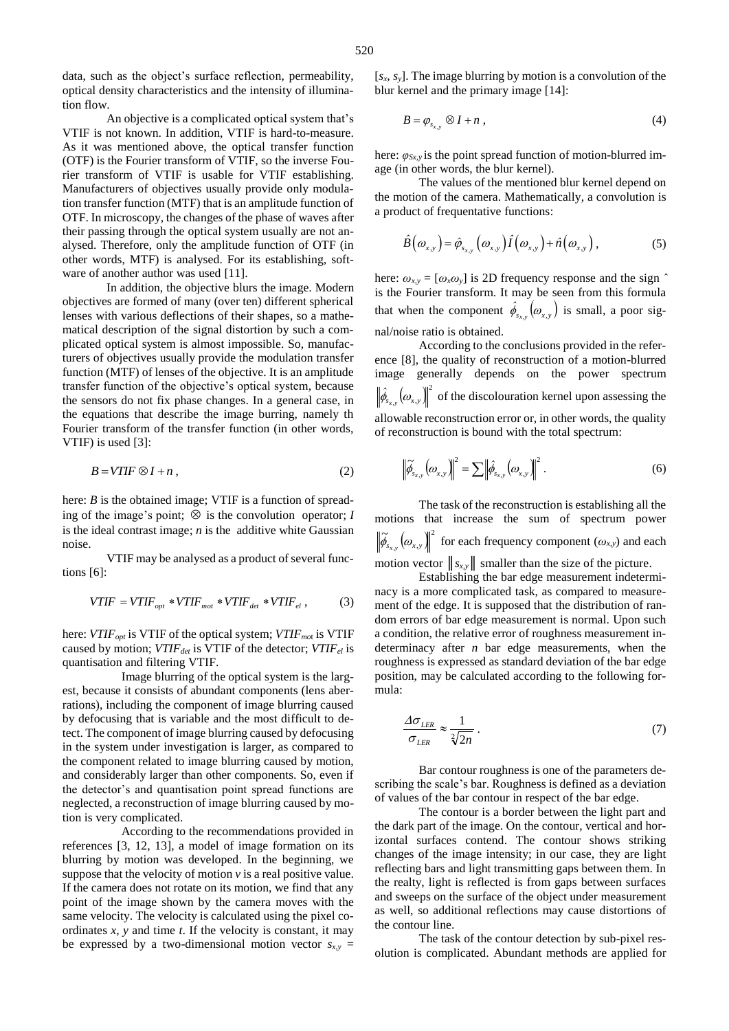data, such as the object's surface reflection, permeability, optical density characteristics and the intensity of illumination flow.

An objective is a complicated optical system that's VTIF is not known. In addition, VTIF is hard-to-measure. As it was mentioned above, the optical transfer function (OTF) is the Fourier transform of VTIF, so the inverse Fourier transform of VTIF is usable for VTIF establishing. Manufacturers of objectives usually provide only modulation transfer function (MTF) that is an amplitude function of OTF. In microscopy, the changes of the phase of waves after their passing through the optical system usually are not analysed. Therefore, only the amplitude function of OTF (in other words, MTF) is analysed. For its establishing, software of another author was used [11].

In addition, the objective blurs the image. Modern objectives are formed of many (over ten) different spherical lenses with various deflections of their shapes, so a mathematical description of the signal distortion by such a complicated optical system is almost impossible. So, manufacturers of objectives usually provide the modulation transfer function (MTF) of lenses of the objective. It is an amplitude transfer function of the objective's optical system, because the sensors do not fix phase changes. In a general case, in the equations that describe the image burring, namely th Fourier transform of the transfer function (in other words, VTIF) is used [3]:

$$B = VTIF \otimes I + n, \tag{2}$$

here: $B$ is the obtained image; VTIF is a function of spreading of the image's point; $\otimes$ is the convolution operator; $I$ is the ideal contrast image; $n$ is the additive white Gaussian noise.

VTIF may be analysed as a product of several functions [6]:

$$VTIF = VTIF_{opt} * VTIF_{mot} * VTIF_{det} * VTIF_{el}, \tag{3}$$

here: $VTIF_{opt}$ is VTIF of the optical system; $VTIF_{mot}$ is VTIF caused by motion; $VTIF_{det}$ is VTIF of the detector; $VTIF_{el}$ is quantisation and filtering VTIF.

Image blurring of the optical system is the largest, because it consists of abundant components (lens aberrations), including the component of image blurring caused by defocusing that is variable and the most difficult to detect. The component of image blurring caused by defocusing in the system under investigation is larger, as compared to the component related to image blurring caused by motion, and considerably larger than other components. So, even if the detector's and quantisation point spread functions are neglected, a reconstruction of image blurring caused by motion is very complicated.

According to the recommendations provided in references [3, 12, 13], a model of image formation on its blurring by motion was developed. In the beginning, we suppose that the velocity of motion $v$ is a real positive value. If the camera does not rotate on its motion, we find that any point of the image shown by the camera moves with the same velocity. The velocity is calculated using the pixel coordinates $x$, $y$ and time $t$. If the velocity is constant, it may be expressed by a two-dimensional motion vector $s_{x,y} = [s_x, s_y]$. The image blurring by motion is a convolution of the blur kernel and the primary image [14]:

$$B = \varphi_{s_{x,y}} \otimes I + n, \tag{4}$$

here: $\varphi_{Sx,y}$ is the point spread function of motion-blurred image (in other words, the blur kernel).

The values of the mentioned blur kernel depend on the motion of the camera. Mathematically, a convolution is a product of frequentative functions:

$$\hat{B}(\omega_{x,y}) = \hat{\varphi}_{s_{x,y}}(\omega_{x,y})\hat{I}(\omega_{x,y}) + \hat{n}(\omega_{x,y}), \tag{5}$$

here: $\omega_{x,y} = [\omega_x \omega_y]$ is 2D frequency response and the sign ˆ is the Fourier transform. It may be seen from this formula that when the component $\hat{\phi}_{s_{x,y}}(\omega_{x,y})$ is small, a poor signal/noise ratio is obtained.

According to the conclusions provided in the reference [8], the quality of reconstruction of a motion-blurred image generally depends on the power spectrum $\left\|\hat{\phi}_{s_{x,y}}(\omega_{x,y})\right\|^2$ of the discolouration kernel upon assessing the allowable reconstruction error or, in other words, the quality of reconstruction is bound with the total spectrum:

$$\left\|\tilde{\phi}_{s_{x,y}}(\omega_{x,y})\right\|^2 = \sum \left\|\hat{\phi}_{s_{x,y}}(\omega_{x,y})\right\|^2. \tag{6}$$

The task of the reconstruction is establishing all the motions that increase the sum of spectrum power $\left\|\tilde{\phi}_{s_{x,y}}(\omega_{x,y})\right\|^2$ for each frequency component ($\omega_{x,y}$) and each motion vector $\|s_{x,y}\|$ smaller than the size of the picture.

Establishing the bar edge measurement indeterminacy is a more complicated task, as compared to measurement of the edge. It is supposed that the distribution of random errors of bar edge measurement is normal. Upon such a condition, the relative error of roughness measurement indeterminacy after $n$ bar edge measurements, when the roughness is expressed as standard deviation of the bar edge position, may be calculated according to the following formula:

$$\frac{\Delta\sigma_{LER}}{\sigma_{LER}} \approx \frac{1}{\sqrt[2]{2n}}. \tag{7}$$

Bar contour roughness is one of the parameters describing the scale's bar. Roughness is defined as a deviation of values of the bar contour in respect of the bar edge.

The contour is a border between the light part and the dark part of the image. On the contour, vertical and horizontal surfaces contend. The contour shows striking changes of the image intensity; in our case, they are light reflecting bars and light transmitting gaps between them. In the realty, light is reflected is from gaps between surfaces and sweeps on the surface of the object under measurement as well, so additional reflections may cause distortions of the contour line.

The task of the contour detection by sub-pixel resolution is complicated. Abundant methods are applied for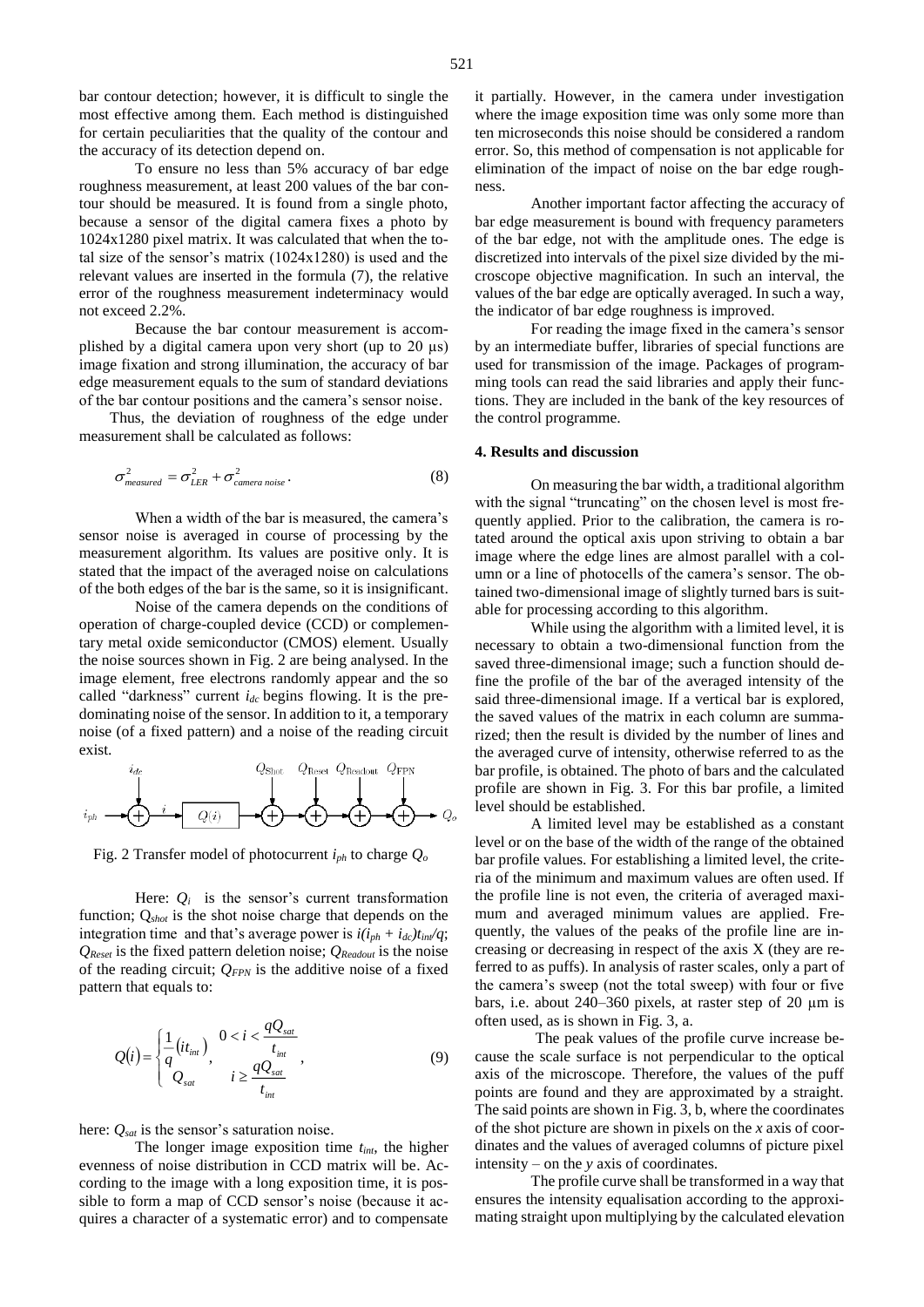bar contour detection; however, it is difficult to single the most effective among them. Each method is distinguished for certain peculiarities that the quality of the contour and the accuracy of its detection depend on.

To ensure no less than 5% accuracy of bar edge roughness measurement, at least 200 values of the bar contour should be measured. It is found from a single photo, because a sensor of the digital camera fixes a photo by 1024x1280 pixel matrix. It was calculated that when the total size of the sensor's matrix (1024x1280) is used and the relevant values are inserted in the formula (7), the relative error of the roughness measurement indeterminacy would not exceed 2.2%.

Because the bar contour measurement is accomplished by a digital camera upon very short (up to 20 μs) image fixation and strong illumination, the accuracy of bar edge measurement equals to the sum of standard deviations of the bar contour positions and the camera's sensor noise.

Thus, the deviation of roughness of the edge under measurement shall be calculated as follows:

$$\sigma^2_{measured} = \sigma^2_{LER} + \sigma^2_{camera\ noise}. \tag{8}$$

When a width of the bar is measured, the camera's sensor noise is averaged in course of processing by the measurement algorithm. Its values are positive only. It is stated that the impact of the averaged noise on calculations of the both edges of the bar is the same, so it is insignificant.

Noise of the camera depends on the conditions of operation of charge-coupled device (CCD) or complementary metal oxide semiconductor (CMOS) element. Usually the noise sources shown in Fig. 2 are being analysed. In the image element, free electrons randomly appear and the so called "darkness" current $i_{dc}$ begins flowing. It is the predominating noise of the sensor. In addition to it, a temporary noise (of a fixed pattern) and a noise of the reading circuit exist.

Fig. 2 Transfer model of photocurrent $i_{ph}$ to charge $Q_o$

Here: $Q_i$ is the sensor's current transformation function; $Q_{shot}$ is the shot noise charge that depends on the integration time and that's average power is $i(i_{ph} + i_{dc})t_{int}/q$; $Q_{Reset}$ is the fixed pattern deletion noise; $Q_{Readout}$ is the noise of the reading circuit; $Q_{FPN}$ is the additive noise of a fixed pattern that equals to:

$$Q(i) = \begin{cases} \frac{1}{q}(it_{int}), & 0 < i < \frac{qQ_{sat}}{t_{int}} \\ Q_{sat} & i \geq \frac{qQ_{sat}}{t_{int}} \end{cases}, \tag{9}$$

here: $Q_{sat}$ is the sensor's saturation noise.

The longer image exposition time $t_{int}$, the higher evenness of noise distribution in CCD matrix will be. According to the image with a long exposition time, it is possible to form a map of CCD sensor's noise (because it acquires a character of a systematic error) and to compensate it partially. However, in the camera under investigation where the image exposition time was only some more than ten microseconds this noise should be considered a random error. So, this method of compensation is not applicable for elimination of the impact of noise on the bar edge roughness.

Another important factor affecting the accuracy of bar edge measurement is bound with frequency parameters of the bar edge, not with the amplitude ones. The edge is discretized into intervals of the pixel size divided by the microscope objective magnification. In such an interval, the values of the bar edge are optically averaged. In such a way, the indicator of bar edge roughness is improved.

For reading the image fixed in the camera's sensor by an intermediate buffer, libraries of special functions are used for transmission of the image. Packages of programming tools can read the said libraries and apply their functions. They are included in the bank of the key resources of the control programme.

## 4. Results and discussion

On measuring the bar width, a traditional algorithm with the signal "truncating" on the chosen level is most frequently applied. Prior to the calibration, the camera is rotated around the optical axis upon striving to obtain a bar image where the edge lines are almost parallel with a column or a line of photocells of the camera's sensor. The obtained two-dimensional image of slightly turned bars is suitable for processing according to this algorithm.

While using the algorithm with a limited level, it is necessary to obtain a two-dimensional function from the saved three-dimensional image; such a function should define the profile of the bar of the averaged intensity of the said three-dimensional image. If a vertical bar is explored, the saved values of the matrix in each column are summarized; then the result is divided by the number of lines and the averaged curve of intensity, otherwise referred to as the bar profile, is obtained. The photo of bars and the calculated profile are shown in Fig. 3. For this bar profile, a limited level should be established.

A limited level may be established as a constant level or on the base of the width of the range of the obtained bar profile values. For establishing a limited level, the criteria of the minimum and maximum values are often used. If the profile line is not even, the criteria of averaged maximum and averaged minimum values are applied. Frequently, the values of the peaks of the profile line are increasing or decreasing in respect of the axis X (they are referred to as puffs). In analysis of raster scales, only a part of the camera's sweep (not the total sweep) with four or five bars, i.e. about 240–360 pixels, at raster step of 20 μm is often used, as is shown in Fig. 3, a.

The peak values of the profile curve increase because the scale surface is not perpendicular to the optical axis of the microscope. Therefore, the values of the puff points are found and they are approximated by a straight. The said points are shown in Fig. 3, b, where the coordinates of the shot picture are shown in pixels on the *x* axis of coordinates and the values of averaged columns of picture pixel intensity – on the *y* axis of coordinates.

The profile curve shall be transformed in a way that ensures the intensity equalisation according to the approximating straight upon multiplying by the calculated elevation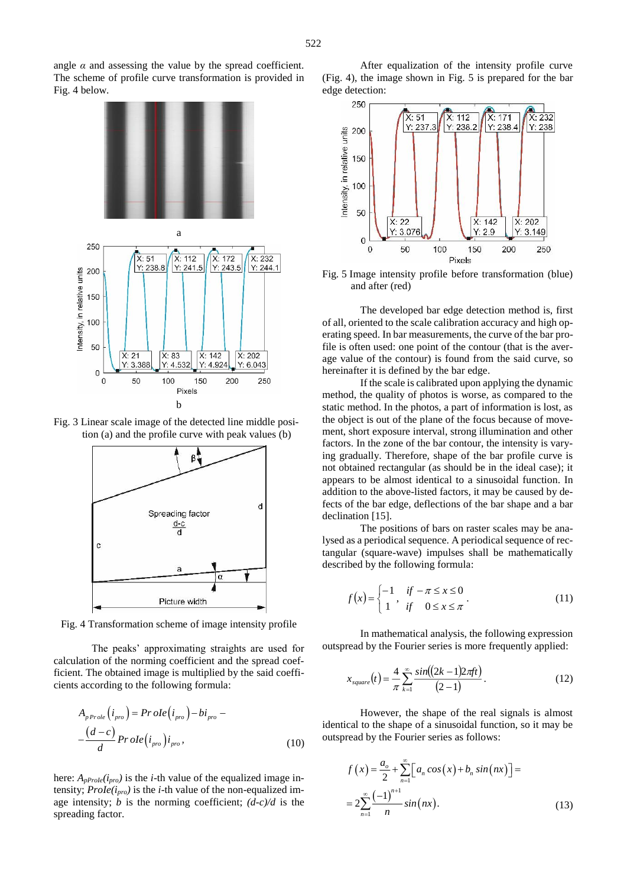angle $\alpha$ and assessing the value by the spread coefficient. The scheme of profile curve transformation is provided in Fig. 4 below.

Fig. 3 Linear scale image of the detected line middle position (a) and the profile curve with peak values (b)

Fig. 4 Transformation scheme of image intensity profile

The peaks' approximating straights are used for calculation of the norming coefficient and the spread coefficient. The obtained image is multiplied by the said coefficients according to the following formula:

$$A_{pProle}\left(i_{pro}\right) = ProIe\left(i_{pro}\right) - bi_{pro} - \frac{(d-c)}{d} ProIe\left(i_{pro}\right) i_{pro}, \tag{10}$$

here: $A_{pProle}(i_{pro})$ is the $i$-th value of the equalized image intensity; $ProIe(i_{pro})$ is the $i$-th value of the non-equalized image intensity; $b$ is the norming coefficient; $(d-c)/d$ is the spreading factor.

After equalization of the intensity profile curve (Fig. 4), the image shown in Fig. 5 is prepared for the bar edge detection:

Fig. 5 Image intensity profile before transformation (blue) and after (red)

The developed bar edge detection method is, first of all, oriented to the scale calibration accuracy and high operating speed. In bar measurements, the curve of the bar profile is often used: one point of the contour (that is the average value of the contour) is found from the said curve, so hereinafter it is defined by the bar edge.

If the scale is calibrated upon applying the dynamic method, the quality of photos is worse, as compared to the static method. In the photos, a part of information is lost, as the object is out of the plane of the focus because of movement, short exposure interval, strong illumination and other factors. In the zone of the bar contour, the intensity is varying gradually. Therefore, shape of the bar profile curve is not obtained be rectangular (as should be in the ideal case); it appears to be almost identical to a sinusoidal function. In addition to the above-listed factors, it may be caused by defects of the bar edge, deflections of the bar shape and a bar declination [15].

The positions of bars on raster scales may be analysed as a periodical sequence. A periodical sequence of rectangular (square-wave) impulses shall be mathematically described by the following formula:

$$f(x) = \begin{cases} -1 & if \ -\pi \le x \le 0 \\ 1 & if \quad 0 \le x \le \pi \end{cases}. \tag{11}$$

In mathematical analysis, the following expression outspread by the Fourier series is more frequently applied:

$$x_{square}(t) = \frac{4}{\pi} \sum_{k=1}^{\infty} \frac{sin((2k-1)2\pi ft)}{(2-1)}. \tag{12}$$

However, the shape of the real signals is almost identical to the shape of a sinusoidal function, so it may be outspread by the Fourier series as follows:

$$f(x) = \frac{a_o}{2} + \sum_{n=1}^{\infty}\left[a_n cos(x) + b_n sin(nx)\right] = \\ = 2\sum_{n=1}^{\infty} \frac{(-1)^{n+1}}{n} sin(nx). \tag{13}$$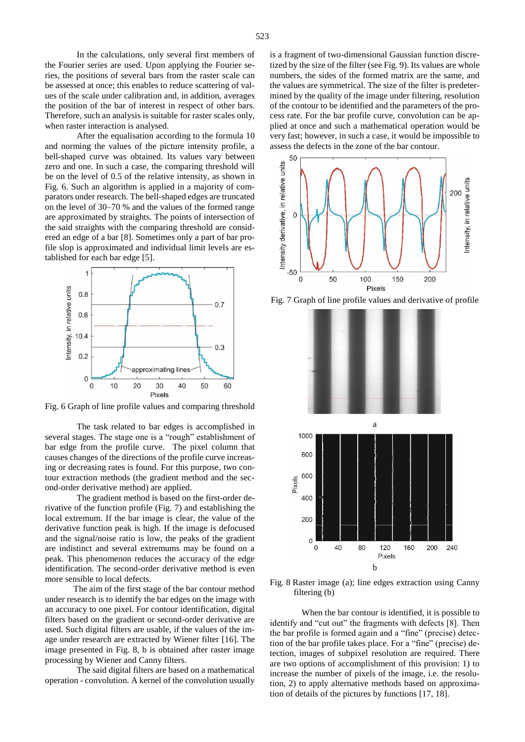In the calculations, only several first members of the Fourier series are used. Upon applying the Fourier series, the positions of several bars from the raster scale can be assessed at once; this enables to reduce scattering of values of the scale under calibration and, in addition, averages the position of the bar of interest in respect of other bars. Therefore, such an analysis is suitable for raster scales only, when raster interaction is analysed.

After the equalisation according to the formula 10 and norming the values of the picture intensity profile, a bell-shaped curve was obtained. Its values vary between zero and one. In such a case, the comparing threshold will be on the level of 0.5 of the relative intensity, as shown in Fig. 6. Such an algorithm is applied in a majority of comparators under research. The bell-shaped edges are truncated on the level of 30–70 % and the values of the formed range are approximated by straights. The points of intersection of the said straights with the comparing threshold are considered an edge of a bar [8]. Sometimes only a part of bar profile slop is approximated and individual limit levels are established for each bar edge [5].

Fig. 6 Graph of line profile values and comparing threshold

The task related to bar edges is accomplished in several stages. The stage one is a "rough" establishment of bar edge from the profile curve. The pixel column that causes changes of the directions of the profile curve increasing or decreasing rates is found. For this purpose, two contour extraction methods (the gradient method and the second-order derivative method) are applied.

The gradient method is based on the first-order derivative of the function profile (Fig. 7) and establishing the local extremum. If the bar image is clear, the value of the derivative function peak is high. If the image is defocused and the signal/noise ratio is low, the peaks of the gradient are indistinct and several extremums may be found on a peak. This phenomenon reduces the accuracy of the edge identification. The second-order derivative method is even more sensible to local defects.

The aim of the first stage of the bar contour method under research is to identify the bar edges on the image with an accuracy to one pixel. For contour identification, digital filters based on the gradient or second-order derivative are used. Such digital filters are usable, if the values of the image under research are extracted by Wiener filter [16]. The image presented in Fig. 8, b is obtained after raster image processing by Wiener and Canny filters.

The said digital filters are based on a mathematical operation - convolution. A kernel of the convolution usually is a fragment of two-dimensional Gaussian function discretized by the size of the filter (see Fig. 9). Its values are whole numbers, the sides of the formed matrix are the same, and the values are symmetrical. The size of the filter is predetermined by the quality of the image under filtering, resolution of the contour to be identified and the parameters of the process rate. For the bar profile curve, convolution can be applied at once and such a mathematical operation would be very fast; however, in such a case, it would be impossible to assess the defects in the zone of the bar contour.

Fig. 7 Graph of line profile values and derivative of profile

a

b

Fig. 8 Raster image (a); line edges extraction using Canny filtering (b)

When the bar contour is identified, it is possible to identify and "cut out" the fragments with defects [8]. Then the bar profile is formed again and a "fine" (precise) detection of the bar profile takes place. For a "fine" (precise) detection, images of subpixel resolution are required. There are two options of accomplishment of this provision: 1) to increase the number of pixels of the image, i.e. the resolution, 2) to apply alternative methods based on approximation of details of the pictures by functions [17, 18].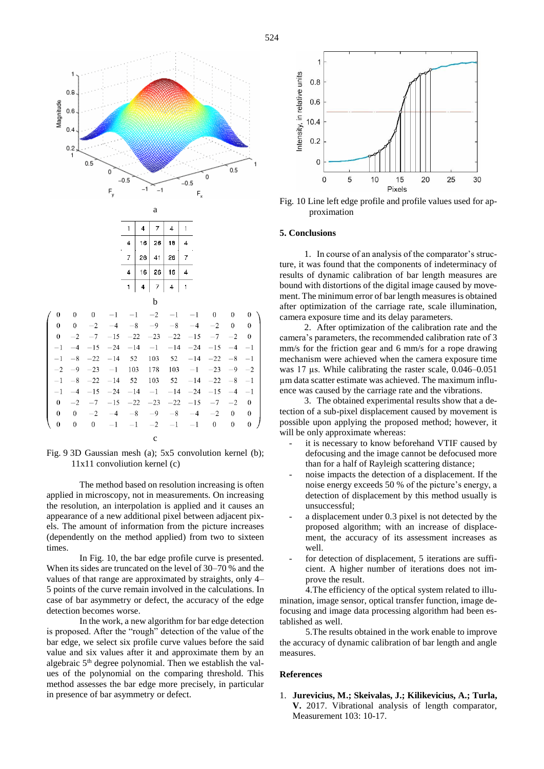a

| 1 | 4 | 7 | 4 | 1 |
|---|---|---|---|---|
| 4 | 16 | 26 | 16 | 4 |
| 7 | 26 | 41 | 26 | 7 |
| 4 | 16 | 26 | 16 | 4 |
| 1 | 4 | 7 | 4 | 1 |

b

$$
\begin{pmatrix}
0 & 0 & 0 & -1 & -1 & -2 & -1 & -1 & 0 & 0 & 0 \\
0 & 0 & -2 & -4 & -8 & -9 & -8 & -4 & -2 & 0 & 0 \\
0 & -2 & -7 & -15 & -22 & -23 & -22 & -15 & -7 & -2 & 0 \\
-1 & -4 & -15 & -24 & -14 & -1 & -14 & -24 & -15 & -4 & -1 \\
-1 & -8 & -22 & -14 & 52 & 103 & 52 & -14 & -22 & -8 & -1 \\
-2 & -9 & -23 & -1 & 103 & 178 & 103 & -1 & -23 & -9 & -2 \\
-1 & -8 & -22 & -14 & 52 & 103 & 52 & -14 & -22 & -8 & -1 \\
-1 & -4 & -15 & -24 & -14 & -1 & -14 & -24 & -15 & -4 & -1 \\
0 & -2 & -7 & -15 & -22 & -23 & -22 & -15 & -7 & -2 & 0 \\
0 & 0 & -2 & -4 & -8 & -9 & -8 & -4 & -2 & 0 & 0 \\
0 & 0 & 0 & -1 & -1 & -2 & -1 & -1 & 0 & 0 & 0
\end{pmatrix}
$$

c

Fig. 9 3D Gaussian mesh (a); 5x5 convolution kernel (b); 11x11 convoliution kernel (c)

The method based on resolution increasing is often applied in microscopy, not in measurements. On increasing the resolution, an interpolation is applied and it causes an appearance of a new additional pixel between adjacent pixels. The amount of information from the picture increases (dependently on the method applied) from two to sixteen times.

In Fig. 10, the bar edge profile curve is presented. When its sides are truncated on the level of 30–70 % and the values of that range are approximated by straights, only 4–5 points of the curve remain involved in the calculations. In case of bar asymmetry or defect, the accuracy of the edge detection becomes worse.

In the work, a new algorithm for bar edge detection is proposed. After the "rough" detection of the value of the bar edge, we select six profile curve values before the said value and six values after it and approximate them by an algebraic 5[th] degree polynomial. Then we establish the values of the polynomial on the comparing threshold. This method assesses the bar edge more precisely, in particular in presence of bar asymmetry or defect.

Fig. 10 Line left edge profile and profile values used for approximation

## 5. Conclusions

1. In course of an analysis of the comparator's structure, it was found that the components of indeterminacy of results of dynamic calibration of bar length measures are bound with distortions of the digital image caused by movement. The minimum error of bar length measures is obtained after optimization of the carriage rate, scale illumination, camera exposure time and its delay parameters.

2. After optimization of the calibration rate and the camera's parameters, the recommended calibration rate of 3 mm/s for the friction gear and 6 mm/s for a rope drawing mechanism were achieved when the camera exposure time was 17 µs. While calibrating the raster scale, 0.046–0.051 µm data scatter estimate was achieved. The maximum influence was caused by the carriage rate and the vibrations.

3. The obtained experimental results show that a detection of a sub-pixel displacement caused by movement is possible upon applying the proposed method; however, it will be only approximate whereas:

- it is necessary to know beforehand VTIF caused by defocusing and the image cannot be defocused more than for a half of Rayleigh scattering distance;
- noise impacts the detection of a displacement. If the noise energy exceeds 50 % of the picture's energy, a detection of displacement by this method usually is unsuccessful;
- a displacement under 0.3 pixel is not detected by the proposed algorithm; with an increase of displacement, the accuracy of its assessment increases as well.
- for detection of displacement, 5 iterations are sufficient. A higher number of iterations does not improve the result.

4.The efficiency of the optical system related to illumination, image sensor, optical transfer function, image defocusing and image data processing algorithm had been established as well.

5.The results obtained in the work enable to improve the accuracy of dynamic calibration of bar length and angle measures.

## References

1. **Jurevicius, M.; Skeivalas, J.; Kilikevicius, A.; Turla, V.** 2017. Vibrational analysis of length comparator, Measurement 103: 10-17.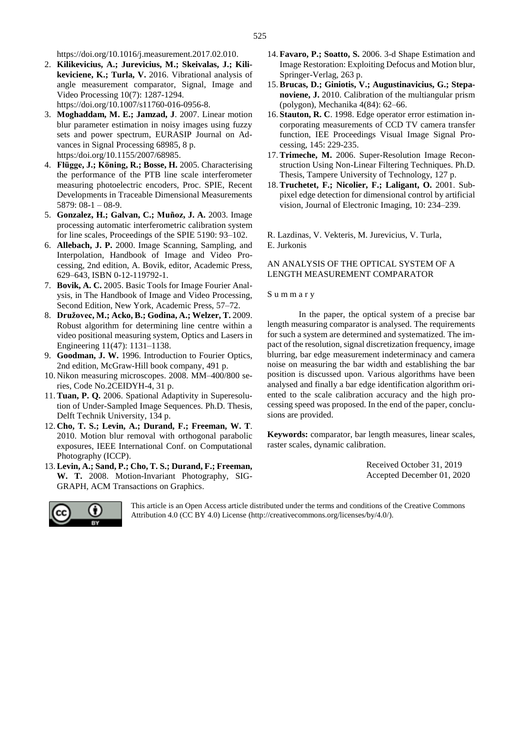https://doi.org/10.1016/j.measurement.2017.02.010.

2. **Kilikevicius, A.; Jurevicius, M.; Skeivalas, J.; Kilikeviciene, K.; Turla, V.** 2016. Vibrational analysis of angle measurement comparator, Signal, Image and Video Processing 10(7): 1287-1294. https://doi.org/10.1007/s11760-016-0956-8.
3. **Moghaddam, M. E.; Jamzad, J**. 2007. Linear motion blur parameter estimation in noisy images using fuzzy sets and power spectrum, EURASIP Journal on Advances in Signal Processing 68985, 8 p. https:/doi.org/10.1155/2007/68985.
4. **Flügge, J.; Köning, R.; Bosse, H.** 2005. Characterising the performance of the PTB line scale interferometer measuring photoelectric encoders, Proc. SPIE, Recent Developments in Traceable Dimensional Measurements 5879: 08-1 – 08-9.
5. **Gonzalez, H.; Galvan, C.; Muñoz, J. A.** 2003. Image processing automatic interferometric calibration system for line scales, Proceedings of the SPIE 5190: 93–102.
6. **Allebach, J. P.** 2000. Image Scanning, Sampling, and Interpolation, Handbook of Image and Video Processing, 2nd edition, A. Bovik, editor, Academic Press, 629–643, ISBN 0-12-119792-1.
7. **Bovik, A. C.** 2005. Basic Tools for Image Fourier Analysis, in The Handbook of Image and Video Processing, Second Edition, New York, Academic Press, 57–72.
8. **Družovec, M.; Acko, B.; Godina, A.; Welzer, T.** 2009. Robust algorithm for determining line centre within a video positional measuring system, Optics and Lasers in Engineering 11(47): 1131–1138.
9. **Goodman, J. W.** 1996. Introduction to Fourier Optics, 2nd edition, McGraw-Hill book company, 491 p.
10. Nikon measuring microscopes. 2008. MM–400/800 series, Code No.2CEIDYH-4, 31 p.
11. **Tuan, P. Q.** 2006. Spational Adaptivity in Superesolution of Under-Sampled Image Sequences. Ph.D. Thesis, Delft Technik University, 134 p.
12. **Cho, T. S.; Levin, A.; Durand, F.; Freeman, W. T**. 2010. Motion blur removal with orthogonal parabolic exposures, IEEE International Conf. on Computational Photography (ICCP).
13. **Levin, A.; Sand, P.; Cho, T. S.; Durand, F.; Freeman, W. T.** 2008. Motion-Invariant Photography, SIGGRAPH, ACM Transactions on Graphics.
14. **Favaro, P.; Soatto, S.** 2006. 3-d Shape Estimation and Image Restoration: Exploiting Defocus and Motion blur, Springer-Verlag, 263 p.
15. **Brucas, D.; Giniotis, V.; Augustinavicius, G.; Stepanoviene, J.** 2010. Calibration of the multiangular prism (polygon), Mechanika 4(84): 62–66.
16. **Stauton, R. C**. 1998. Edge operator error estimation incorporating measurements of CCD TV camera transfer function, IEE Proceedings Visual Image Signal Processing, 145: 229-235.
17. **Trimeche, M.** 2006. Super-Resolution Image Reconstruction Using Non-Linear Filtering Techniques. Ph.D. Thesis, Tampere University of Technology, 127 p.
18. **Truchetet, F.; Nicolier, F.; Laligant, O.** 2001. Subpixel edge detection for dimensional control by artificial vision, Journal of Electronic Imaging, 10: 234–239.

R. Lazdinas, V. Vekteris, M. Jurevicius, V. Turla, E. Jurkonis

AN ANALYSIS OF THE OPTICAL SYSTEM OF A LENGTH MEASUREMENT COMPARATOR

S u m m a r y

In the paper, the optical system of a precise bar length measuring comparator is analysed. The requirements for such a system are determined and systematized. The impact of the resolution, signal discretization frequency, image blurring, bar edge measurement indeterminacy and camera noise on measuring the bar width and establishing the bar position is discussed upon. Various algorithms have been analysed and finally a bar edge identification algorithm oriented to the scale calibration accuracy and the high processing speed was proposed. In the end of the paper, conclusions are provided.

**Keywords:** comparator, bar length measures, linear scales, raster scales, dynamic calibration.

Received October 31, 2019
Accepted December 01, 2020

This article is an Open Access article distributed under the terms and conditions of the Creative Commons Attribution 4.0 (CC BY 4.0) License (http://creativecommons.org/licenses/by/4.0/).